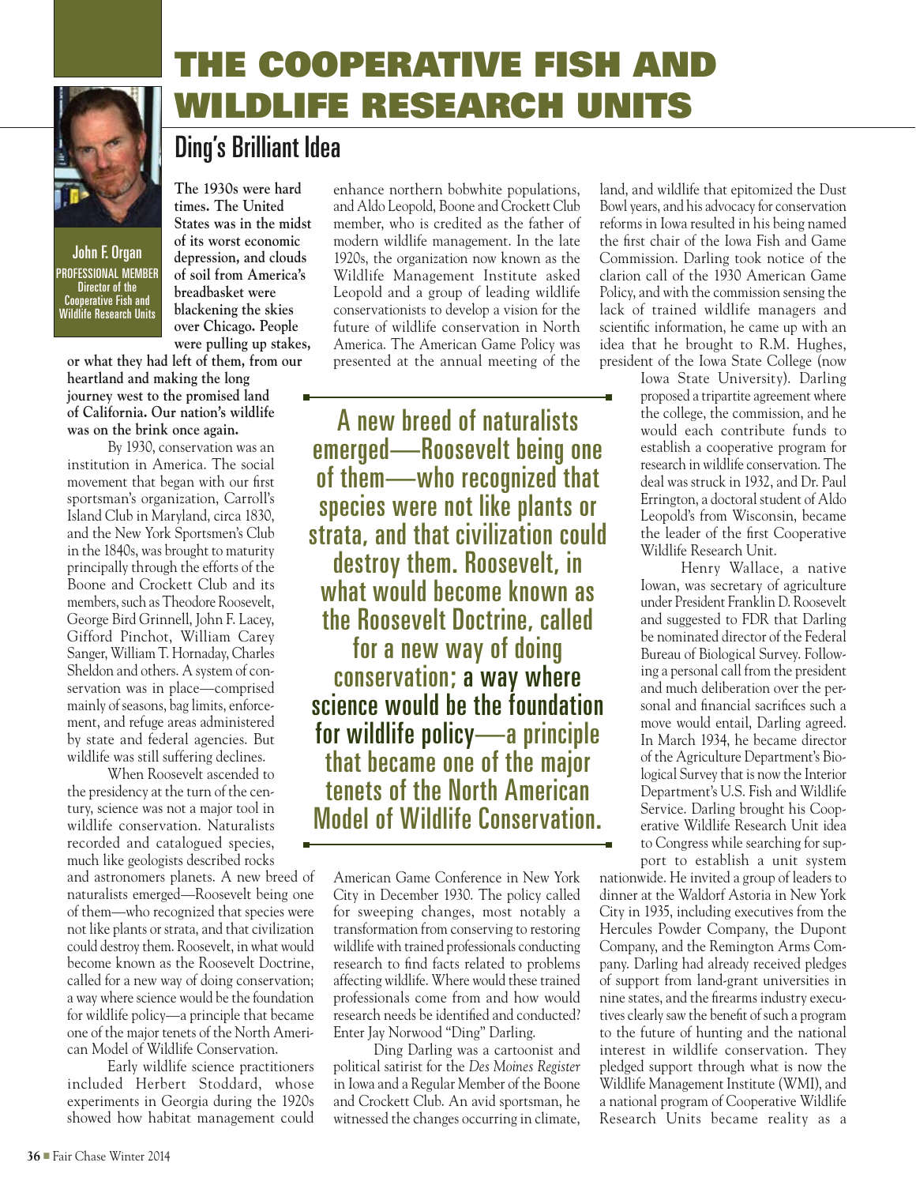# THE COOPERATIVE FISH AND WILDLIFE RESEARCH UNITS

## Ding's Brilliant Idea

**John F. Organ**
PROFESSIONAL MEMBER
Director of the Cooperative Fish and Wildlife Research Units

**The 1930s were hard times. The United States was in the midst of its worst economic depression, and clouds of soil from America's breadbasket were blackening the skies over Chicago. People were pulling up stakes, or what they had left of them, from our heartland and making the long journey west to the promised land of California. Our nation's wildlife was on the brink once again.**

By 1930, conservation was an institution in America. The social movement that began with our first sportsman's organization, Carroll's Island Club in Maryland, circa 1830, and the New York Sportsmen's Club in the 1840s, was brought to maturity principally through the efforts of the Boone and Crockett Club and its members, such as Theodore Roosevelt, George Bird Grinnell, John F. Lacey, Gifford Pinchot, William Carey Sanger, William T. Hornaday, Charles Sheldon and others. A system of conservation was in place—comprised mainly of seasons, bag limits, enforcement, and refuge areas administered by state and federal agencies. But wildlife was still suffering declines.

When Roosevelt ascended to the presidency at the turn of the century, science was not a major tool in wildlife conservation. Naturalists recorded and catalogued species, much like geologists described rocks and astronomers planets. A new breed of naturalists emerged—Roosevelt being one of them—who recognized that species were not like plants or strata, and that civilization could destroy them. Roosevelt, in what would become known as the Roosevelt Doctrine, called for a new way of doing conservation; a way where science would be the foundation for wildlife policy—a principle that became one of the major tenets of the North American Model of Wildlife Conservation.

Early wildlife science practitioners included Herbert Stoddard, whose experiments in Georgia during the 1920s showed how habitat management could enhance northern bobwhite populations, and Aldo Leopold, Boone and Crockett Club member, who is credited as the father of modern wildlife management. In the late 1920s, the organization now known as the Wildlife Management Institute asked Leopold and a group of leading wildlife conservationists to develop a vision for the future of wildlife conservation in North America. The American Game Policy was presented at the annual meeting of the American Game Conference in New York City in December 1930. The policy called for sweeping changes, most notably a transformation from conserving to restoring wildlife with trained professionals conducting research to find facts related to problems affecting wildlife. Where would these trained professionals come from and how would research needs be identified and conducted? Enter Jay Norwood "Ding" Darling.

> A new breed of naturalists emerged—Roosevelt being one of them—who recognized that species were not like plants or strata, and that civilization could destroy them. Roosevelt, in what would become known as the Roosevelt Doctrine, called for a new way of doing conservation; **a way where science would be the foundation for wildlife policy**—a principle that became one of the major tenets of the North American Model of Wildlife Conservation.

Ding Darling was a cartoonist and political satirist for the *Des Moines Register* in Iowa and a Regular Member of the Boone and Crockett Club. An avid sportsman, he witnessed the changes occurring in climate, land, and wildlife that epitomized the Dust Bowl years, and his advocacy for conservation reforms in Iowa resulted in his being named the first chair of the Iowa Fish and Game Commission. Darling took notice of the clarion call of the 1930 American Game Policy, and with the commission sensing the lack of trained wildlife managers and scientific information, he came up with an idea that he brought to R.M. Hughes, president of the Iowa State College (now Iowa State University). Darling proposed a tripartite agreement where the college, the commission, and he would each contribute funds to establish a cooperative program for research in wildlife conservation. The deal was struck in 1932, and Dr. Paul Errington, a doctoral student of Aldo Leopold's from Wisconsin, became the leader of the first Cooperative Wildlife Research Unit.

Henry Wallace, a native Iowan, was secretary of agriculture under President Franklin D. Roosevelt and suggested to FDR that Darling be nominated director of the Federal Bureau of Biological Survey. Following a personal call from the president and much deliberation over the personal and financial sacrifices such a move would entail, Darling agreed. In March 1934, he became director of the Agriculture Department's Biological Survey that is now the Interior Department's U.S. Fish and Wildlife Service. Darling brought his Cooperative Wildlife Research Unit idea to Congress while searching for support to establish a unit system nationwide. He invited a group of leaders to dinner at the Waldorf Astoria in New York City in 1935, including executives from the Hercules Powder Company, the Dupont Company, and the Remington Arms Company. Darling had already received pledges of support from land-grant universities in nine states, and the firearms industry executives clearly saw the benefit of such a program to the future of hunting and the national interest in wildlife conservation. They pledged support through what is now the Wildlife Management Institute (WMI), and a national program of Cooperative Wildlife Research Units became reality as a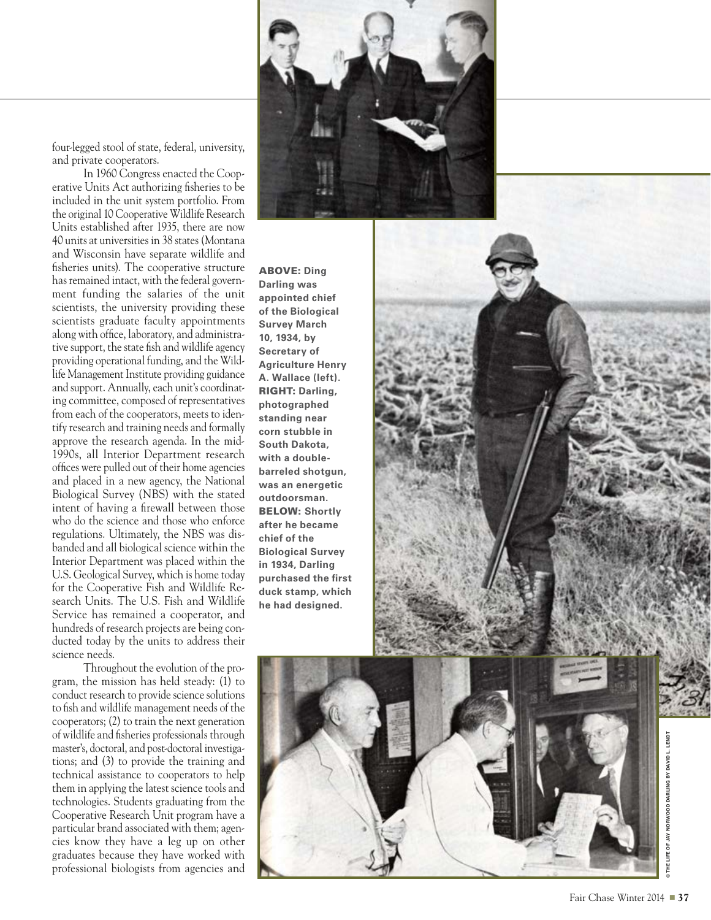four-legged stool of state, federal, university, and private cooperators.

In 1960 Congress enacted the Cooperative Units Act authorizing fisheries to be included in the unit system portfolio. From the original 10 Cooperative Wildlife Research Units established after 1935, there are now 40 units at universities in 38 states (Montana and Wisconsin have separate wildlife and fisheries units). The cooperative structure has remained intact, with the federal government funding the salaries of the unit scientists, the university providing these scientists graduate faculty appointments along with office, laboratory, and administrative support, the state fish and wildlife agency providing operational funding, and the Wildlife Management Institute providing guidance and support. Annually, each unit's coordinating committee, composed of representatives from each of the cooperators, meets to identify research and training needs and formally approve the research agenda. In the mid-1990s, all Interior Department research offices were pulled out of their home agencies and placed in a new agency, the National Biological Survey (NBS) with the stated intent of having a firewall between those who do the science and those who enforce regulations. Ultimately, the NBS was disbanded and all biological science within the Interior Department was placed within the U.S. Geological Survey, which is home today for the Cooperative Fish and Wildlife Research Units. The U.S. Fish and Wildlife Service has remained a cooperator, and hundreds of research projects are being conducted today by the units to address their science needs.

Throughout the evolution of the program, the mission has held steady: (1) to conduct research to provide science solutions to fish and wildlife management needs of the cooperators; (2) to train the next generation of wildlife and fisheries professionals through master's, doctoral, and post-doctoral investigations; and (3) to provide the training and technical assistance to cooperators to help them in applying the latest science tools and technologies. Students graduating from the Cooperative Research Unit program have a particular brand associated with them; agencies know they have a leg up on other graduates because they have worked with professional biologists from agencies and

**ABOVE:** Ding Darling was appointed chief of the Biological Survey March 10, 1934, by Secretary of Agriculture Henry A. Wallace (left). **RIGHT:** Darling, photographed standing near corn stubble in South Dakota, with a double-barreled shotgun, was an energetic outdoorsman. **BELOW:** Shortly after he became chief of the Biological Survey in 1934, Darling purchased the first duck stamp, which he had designed.

© THE LIFE OF JAY NORWOOD DARLING BY DAVID L. LENDT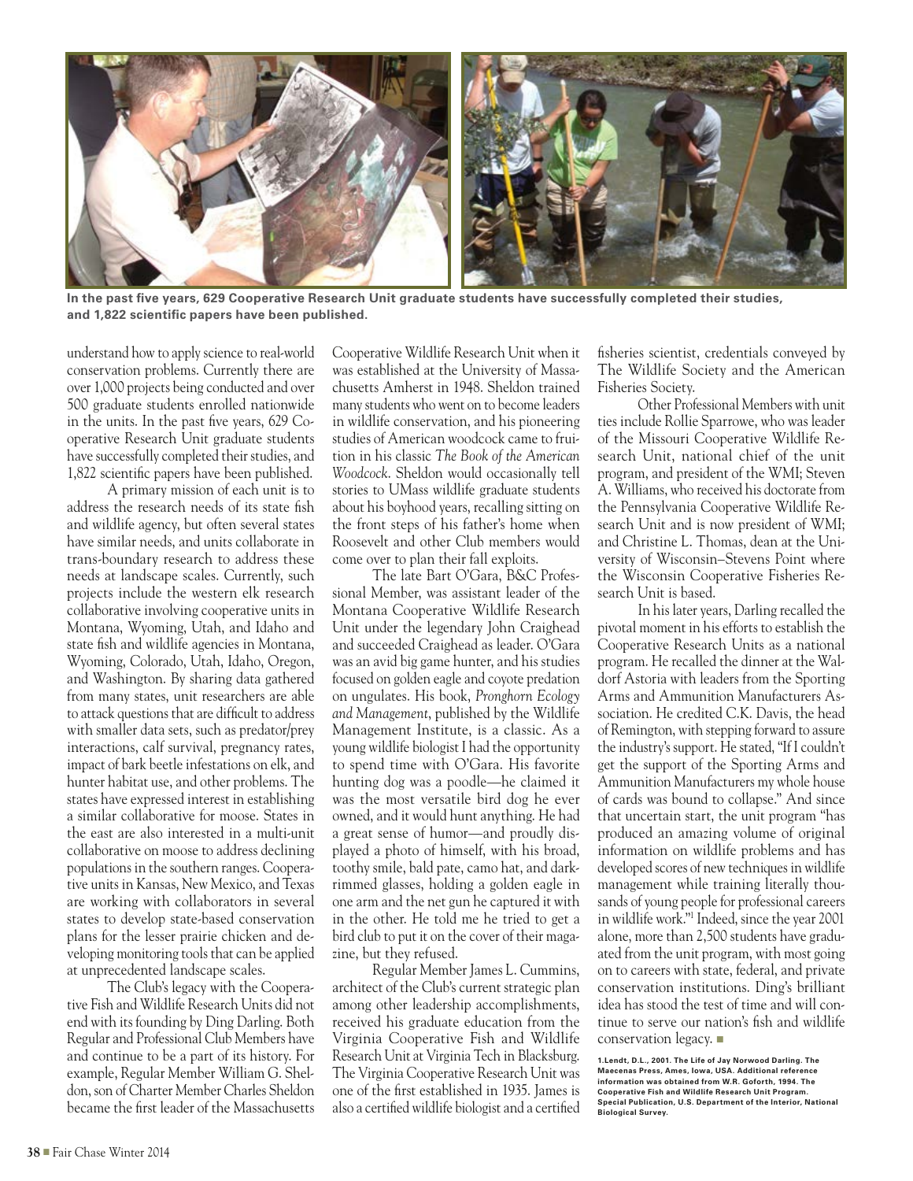In the past five years, 629 Cooperative Research Unit graduate students have successfully completed their studies, and 1,822 scientific papers have been published.

understand how to apply science to real-world conservation problems. Currently there are over 1,000 projects being conducted and over 500 graduate students enrolled nationwide in the units. In the past five years, 629 Cooperative Research Unit graduate students have successfully completed their studies, and 1,822 scientific papers have been published.

A primary mission of each unit is to address the research needs of its state fish and wildlife agency, but often several states have similar needs, and units collaborate in trans-boundary research to address these needs at landscape scales. Currently, such projects include the western elk research collaborative involving cooperative units in Montana, Wyoming, Utah, and Idaho and state fish and wildlife agencies in Montana, Wyoming, Colorado, Utah, Idaho, Oregon, and Washington. By sharing data gathered from many states, unit researchers are able to attack questions that are difficult to address with smaller data sets, such as predator/prey interactions, calf survival, pregnancy rates, impact of bark beetle infestations on elk, and hunter habitat use, and other problems. The states have expressed interest in establishing a similar collaborative for moose. States in the east are also interested in a multi-unit collaborative on moose to address declining populations in the southern ranges. Cooperative units in Kansas, New Mexico, and Texas are working with collaborators in several states to develop state-based conservation plans for the lesser prairie chicken and developing monitoring tools that can be applied at unprecedented landscape scales.

The Club's legacy with the Cooperative Fish and Wildlife Research Units did not end with its founding by Ding Darling. Both Regular and Professional Club Members have and continue to be a part of its history. For example, Regular Member William G. Sheldon, son of Charter Member Charles Sheldon became the first leader of the Massachusetts Cooperative Wildlife Research Unit when it was established at the University of Massachusetts Amherst in 1948. Sheldon trained many students who went on to become leaders in wildlife conservation, and his pioneering studies of American woodcock came to fruition in his classic *The Book of the American Woodcock*. Sheldon would occasionally tell stories to UMass wildlife graduate students about his boyhood years, recalling sitting on the front steps of his father's home when Roosevelt and other Club members would come over to plan their fall exploits.

The late Bart O'Gara, B&C Professional Member, was assistant leader of the Montana Cooperative Wildlife Research Unit under the legendary John Craighead and succeeded Craighead as leader. O'Gara was an avid big game hunter, and his studies focused on golden eagle and coyote predation on ungulates. His book, *Pronghorn Ecology and Management*, published by the Wildlife Management Institute, is a classic. As a young wildlife biologist I had the opportunity to spend time with O'Gara. His favorite hunting dog was a poodle—he claimed it was the most versatile bird dog he ever owned, and it would hunt anything. He had a great sense of humor—and proudly displayed a photo of himself, with his broad, toothy smile, bald pate, camo hat, and dark-rimmed glasses, holding a golden eagle in one arm and the net gun he captured it with in the other. He told me he tried to get a bird club to put it on the cover of their magazine, but they refused.

Regular Member James L. Cummins, architect of the Club's current strategic plan among other leadership accomplishments, received his graduate education from the Virginia Cooperative Fish and Wildlife Research Unit at Virginia Tech in Blacksburg. The Virginia Cooperative Research Unit was one of the first established in 1935. James is also a certified wildlife biologist and a certified fisheries scientist, credentials conveyed by The Wildlife Society and the American Fisheries Society.

Other Professional Members with unit ties include Rollie Sparrowe, who was leader of the Missouri Cooperative Wildlife Research Unit, national chief of the unit program, and president of the WMI; Steven A. Williams, who received his doctorate from the Pennsylvania Cooperative Wildlife Research Unit and is now president of WMI; and Christine L. Thomas, dean at the University of Wisconsin–Stevens Point where the Wisconsin Cooperative Fisheries Research Unit is based.

In his later years, Darling recalled the pivotal moment in his efforts to establish the Cooperative Research Units as a national program. He recalled the dinner at the Waldorf Astoria with leaders from the Sporting Arms and Ammunition Manufacturers Association. He credited C.K. Davis, the head of Remington, with stepping forward to assure the industry's support. He stated, "If I couldn't get the support of the Sporting Arms and Ammunition Manufacturers my whole house of cards was bound to collapse." And since that uncertain start, the unit program "has produced an amazing volume of original information on wildlife problems and has developed scores of new techniques in wildlife management while training literally thousands of young people for professional careers in wildlife work."[1] Indeed, since the year 2001 alone, more than 2,500 students have graduated from the unit program, with most going on to careers with state, federal, and private conservation institutions. Ding's brilliant idea has stood the test of time and will continue to serve our nation's fish and wildlife conservation legacy. ■

1.Lendt, D.L., 2001. The Life of Jay Norwood Darling. The Maecenas Press, Ames, Iowa, USA. Additional reference information was obtained from W.R. Goforth, 1994. The Cooperative Fish and Wildlife Research Unit Program. Special Publication, U.S. Department of the Interior, National Biological Survey.